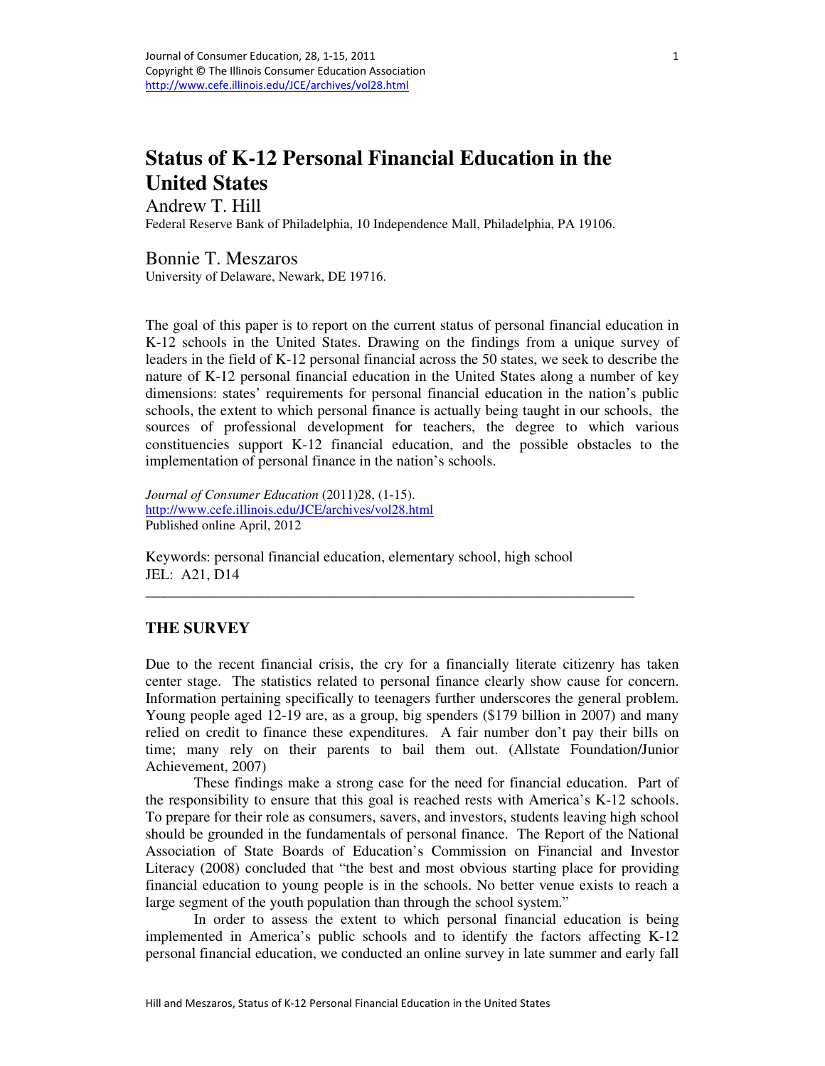# Status of K-12 Personal Financial Education in the United States

Andrew T. Hill

Federal Reserve Bank of Philadelphia, 10 Independence Mall, Philadelphia, PA 19106.

Bonnie T. Meszaros

University of Delaware, Newark, DE 19716.

The goal of this paper is to report on the current status of personal financial education in K-12 schools in the United States. Drawing on the findings from a unique survey of leaders in the field of K-12 personal financial across the 50 states, we seek to describe the nature of K-12 personal financial education in the United States along a number of key dimensions: states' requirements for personal financial education in the nation's public schools, the extent to which personal finance is actually being taught in our schools, the sources of professional development for teachers, the degree to which various constituencies support K-12 financial education, and the possible obstacles to the implementation of personal finance in the nation's schools.

*Journal of Consumer Education* (2011)28, (1-15).
http://www.cefe.illinois.edu/JCE/archives/vol28.html
Published online April, 2012

Keywords: personal financial education, elementary school, high school
JEL: A21, D14

---

## THE SURVEY

Due to the recent financial crisis, the cry for a financially literate citizenry has taken center stage. The statistics related to personal finance clearly show cause for concern. Information pertaining specifically to teenagers further underscores the general problem. Young people aged 12-19 are, as a group, big spenders ($179 billion in 2007) and many relied on credit to finance these expenditures. A fair number don't pay their bills on time; many rely on their parents to bail them out. (Allstate Foundation/Junior Achievement, 2007)

These findings make a strong case for the need for financial education. Part of the responsibility to ensure that this goal is reached rests with America's K-12 schools. To prepare for their role as consumers, savers, and investors, students leaving high school should be grounded in the fundamentals of personal finance. The Report of the National Association of State Boards of Education's Commission on Financial and Investor Literacy (2008) concluded that "the best and most obvious starting place for providing financial education to young people is in the schools. No better venue exists to reach a large segment of the youth population than through the school system."

In order to assess the extent to which personal financial education is being implemented in America's public schools and to identify the factors affecting K-12 personal financial education, we conducted an online survey in late summer and early fall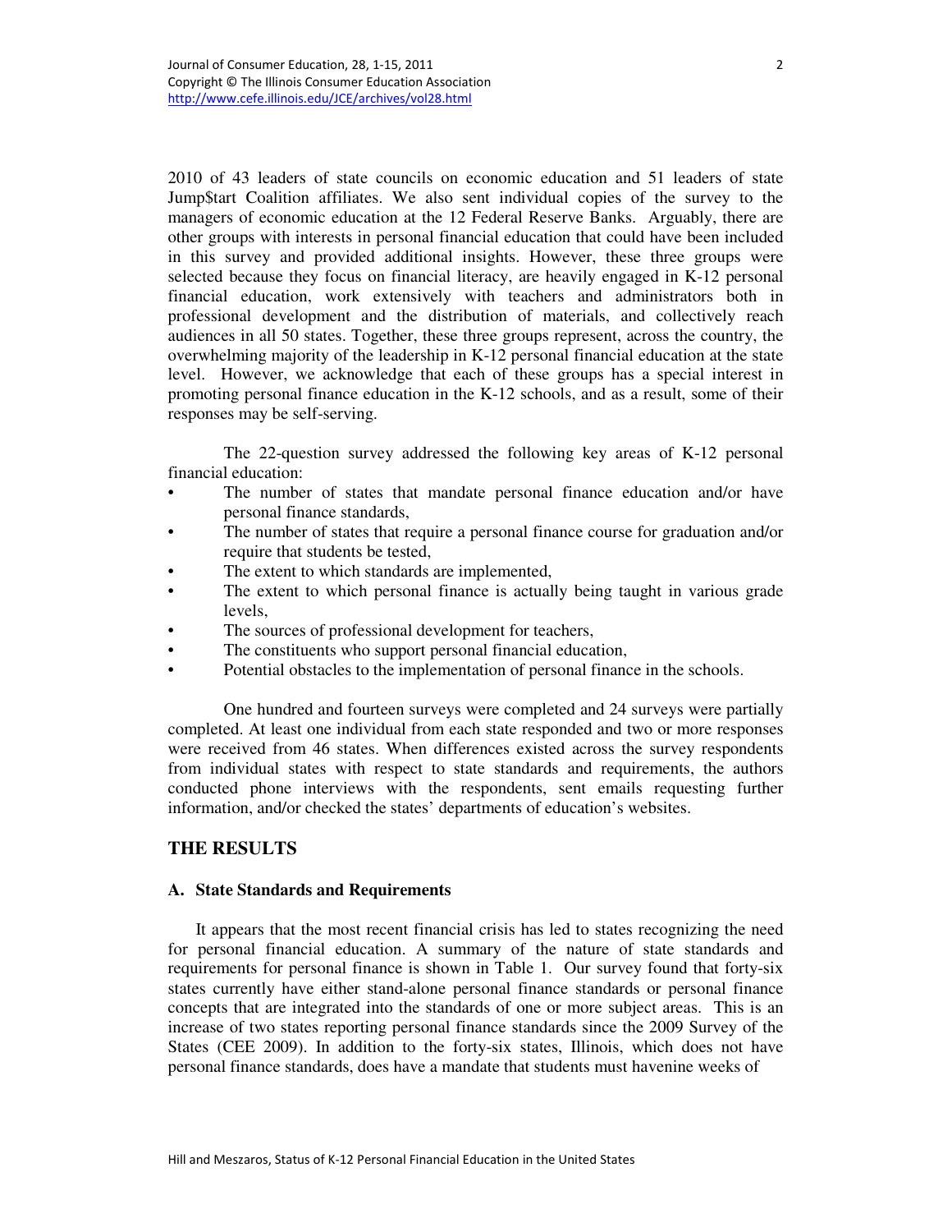2010 of 43 leaders of state councils on economic education and 51 leaders of state Jump$tart Coalition affiliates. We also sent individual copies of the survey to the managers of economic education at the 12 Federal Reserve Banks. Arguably, there are other groups with interests in personal financial education that could have been included in this survey and provided additional insights. However, these three groups were selected because they focus on financial literacy, are heavily engaged in K-12 personal financial education, work extensively with teachers and administrators both in professional development and the distribution of materials, and collectively reach audiences in all 50 states. Together, these three groups represent, across the country, the overwhelming majority of the leadership in K-12 personal financial education at the state level. However, we acknowledge that each of these groups has a special interest in promoting personal finance education in the K-12 schools, and as a result, some of their responses may be self-serving.

The 22-question survey addressed the following key areas of K-12 personal financial education:

- The number of states that mandate personal finance education and/or have personal finance standards,
- The number of states that require a personal finance course for graduation and/or require that students be tested,
- The extent to which standards are implemented,
- The extent to which personal finance is actually being taught in various grade levels,
- The sources of professional development for teachers,
- The constituents who support personal financial education,
- Potential obstacles to the implementation of personal finance in the schools.

One hundred and fourteen surveys were completed and 24 surveys were partially completed. At least one individual from each state responded and two or more responses were received from 46 states. When differences existed across the survey respondents from individual states with respect to state standards and requirements, the authors conducted phone interviews with the respondents, sent emails requesting further information, and/or checked the states' departments of education's websites.

## THE RESULTS

### A. State Standards and Requirements

It appears that the most recent financial crisis has led to states recognizing the need for personal financial education. A summary of the nature of state standards and requirements for personal finance is shown in Table 1. Our survey found that forty-six states currently have either stand-alone personal finance standards or personal finance concepts that are integrated into the standards of one or more subject areas. This is an increase of two states reporting personal finance standards since the 2009 Survey of the States (CEE 2009). In addition to the forty-six states, Illinois, which does not have personal finance standards, does have a mandate that students must havenine weeks of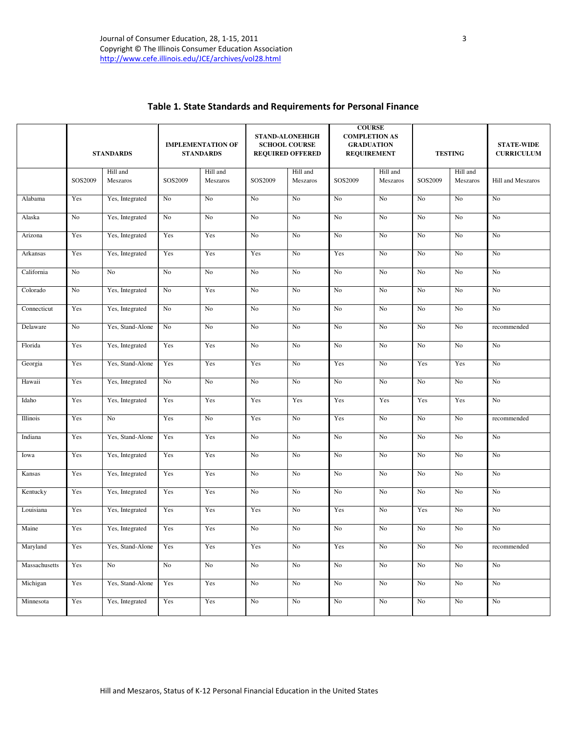## Table 1. State Standards and Requirements for Personal Finance

| | STANDARDS | | IMPLEMENTATION OF STANDARDS | | STAND-ALONEHIGH SCHOOL COURSE REQUIRED OFFERED | | COURSE COMPLETION AS GRADUATION REQUIREMENT | | TESTING | | STATE-WIDE CURRICULUM |
|---|---|---|---|---|---|---|---|---|---|---|---|
| | SOS2009 | Hill and Meszaros | SOS2009 | Hill and Meszaros | SOS2009 | Hill and Meszaros | SOS2009 | Hill and Meszaros | SOS2009 | Hill and Meszaros | Hill and Meszaros |
| Alabama | Yes | Yes, Integrated | No | No | No | No | No | No | No | No | No |
| Alaska | No | Yes, Integrated | No | No | No | No | No | No | No | No | No |
| Arizona | Yes | Yes, Integrated | Yes | Yes | No | No | No | No | No | No | No |
| Arkansas | Yes | Yes, Integrated | Yes | Yes | Yes | No | Yes | No | No | No | No |
| California | No | No | No | No | No | No | No | No | No | No | No |
| Colorado | No | Yes, Integrated | No | Yes | No | No | No | No | No | No | No |
| Connecticut | Yes | Yes, Integrated | No | No | No | No | No | No | No | No | No |
| Delaware | No | Yes, Stand-Alone | No | No | No | No | No | No | No | No | recommended |
| Florida | Yes | Yes, Integrated | Yes | Yes | No | No | No | No | No | No | No |
| Georgia | Yes | Yes, Stand-Alone | Yes | Yes | Yes | No | Yes | No | Yes | Yes | No |
| Hawaii | Yes | Yes, Integrated | No | No | No | No | No | No | No | No | No |
| Idaho | Yes | Yes, Integrated | Yes | Yes | Yes | Yes | Yes | Yes | Yes | Yes | No |
| Illinois | Yes | No | Yes | No | Yes | No | Yes | No | No | No | recommended |
| Indiana | Yes | Yes, Stand-Alone | Yes | Yes | No | No | No | No | No | No | No |
| Iowa | Yes | Yes, Integrated | Yes | Yes | No | No | No | No | No | No | No |
| Kansas | Yes | Yes, Integrated | Yes | Yes | No | No | No | No | No | No | No |
| Kentucky | Yes | Yes, Integrated | Yes | Yes | No | No | No | No | No | No | No |
| Louisiana | Yes | Yes, Integrated | Yes | Yes | Yes | No | Yes | No | Yes | No | No |
| Maine | Yes | Yes, Integrated | Yes | Yes | No | No | No | No | No | No | No |
| Maryland | Yes | Yes, Stand-Alone | Yes | Yes | Yes | No | Yes | No | No | No | recommended |
| Massachusetts | Yes | No | No | No | No | No | No | No | No | No | No |
| Michigan | Yes | Yes, Stand-Alone | Yes | Yes | No | No | No | No | No | No | No |
| Minnesota | Yes | Yes, Integrated | Yes | Yes | No | No | No | No | No | No | No |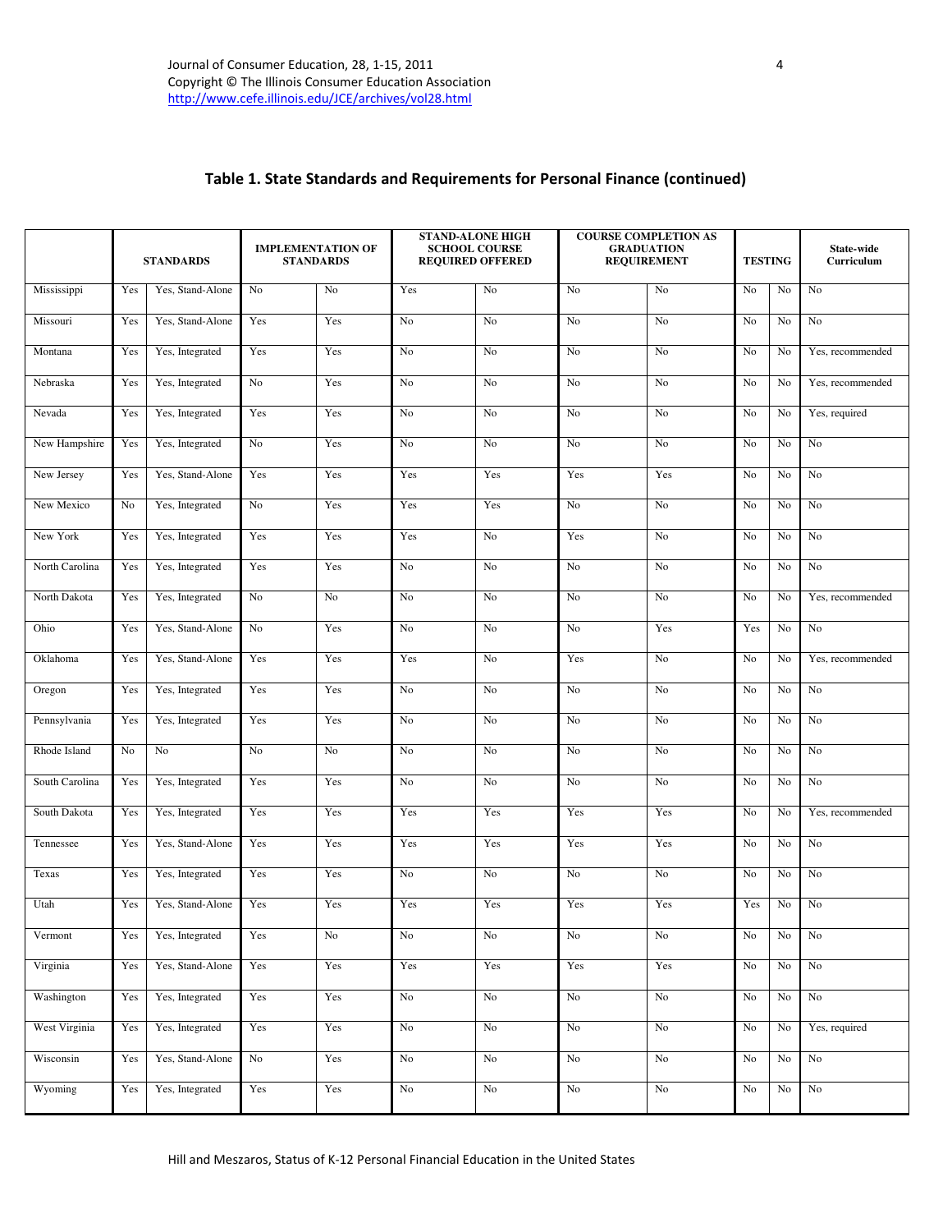## Table 1. State Standards and Requirements for Personal Finance (continued)

| | STANDARDS | | IMPLEMENTATION OF STANDARDS | | STAND-ALONE HIGH SCHOOL COURSE REQUIRED OFFERED | | COURSE COMPLETION AS GRADUATION REQUIREMENT | | TESTING | | State-wide Curriculum |
|---|---|---|---|---|---|---|---|---|---|---|---|
| Mississippi | Yes | Yes, Stand-Alone | No | No | Yes | No | No | No | No | No | No |
| Missouri | Yes | Yes, Stand-Alone | Yes | Yes | No | No | No | No | No | No | No |
| Montana | Yes | Yes, Integrated | Yes | Yes | No | No | No | No | No | No | Yes, recommended |
| Nebraska | Yes | Yes, Integrated | No | Yes | No | No | No | No | No | No | Yes, recommended |
| Nevada | Yes | Yes, Integrated | Yes | Yes | No | No | No | No | No | No | Yes, required |
| New Hampshire | Yes | Yes, Integrated | No | Yes | No | No | No | No | No | No | No |
| New Jersey | Yes | Yes, Stand-Alone | Yes | Yes | Yes | Yes | Yes | Yes | No | No | No |
| New Mexico | No | Yes, Integrated | No | Yes | Yes | Yes | No | No | No | No | No |
| New York | Yes | Yes, Integrated | Yes | Yes | Yes | No | Yes | No | No | No | No |
| North Carolina | Yes | Yes, Integrated | Yes | Yes | No | No | No | No | No | No | No |
| North Dakota | Yes | Yes, Integrated | No | No | No | No | No | No | No | No | Yes, recommended |
| Ohio | Yes | Yes, Stand-Alone | No | Yes | No | No | No | Yes | Yes | No | No |
| Oklahoma | Yes | Yes, Stand-Alone | Yes | Yes | Yes | No | Yes | No | No | No | Yes, recommended |
| Oregon | Yes | Yes, Integrated | Yes | Yes | No | No | No | No | No | No | No |
| Pennsylvania | Yes | Yes, Integrated | Yes | Yes | No | No | No | No | No | No | No |
| Rhode Island | No | No | No | No | No | No | No | No | No | No | No |
| South Carolina | Yes | Yes, Integrated | Yes | Yes | No | No | No | No | No | No | No |
| South Dakota | Yes | Yes, Integrated | Yes | Yes | Yes | Yes | Yes | Yes | No | No | Yes, recommended |
| Tennessee | Yes | Yes, Stand-Alone | Yes | Yes | Yes | Yes | Yes | Yes | No | No | No |
| Texas | Yes | Yes, Integrated | Yes | Yes | No | No | No | No | No | No | No |
| Utah | Yes | Yes, Stand-Alone | Yes | Yes | Yes | Yes | Yes | Yes | Yes | No | No |
| Vermont | Yes | Yes, Integrated | Yes | No | No | No | No | No | No | No | No |
| Virginia | Yes | Yes, Stand-Alone | Yes | Yes | Yes | Yes | Yes | Yes | No | No | No |
| Washington | Yes | Yes, Integrated | Yes | Yes | No | No | No | No | No | No | No |
| West Virginia | Yes | Yes, Integrated | Yes | Yes | No | No | No | No | No | No | Yes, required |
| Wisconsin | Yes | Yes, Stand-Alone | No | Yes | No | No | No | No | No | No | No |
| Wyoming | Yes | Yes, Integrated | Yes | Yes | No | No | No | No | No | No | No |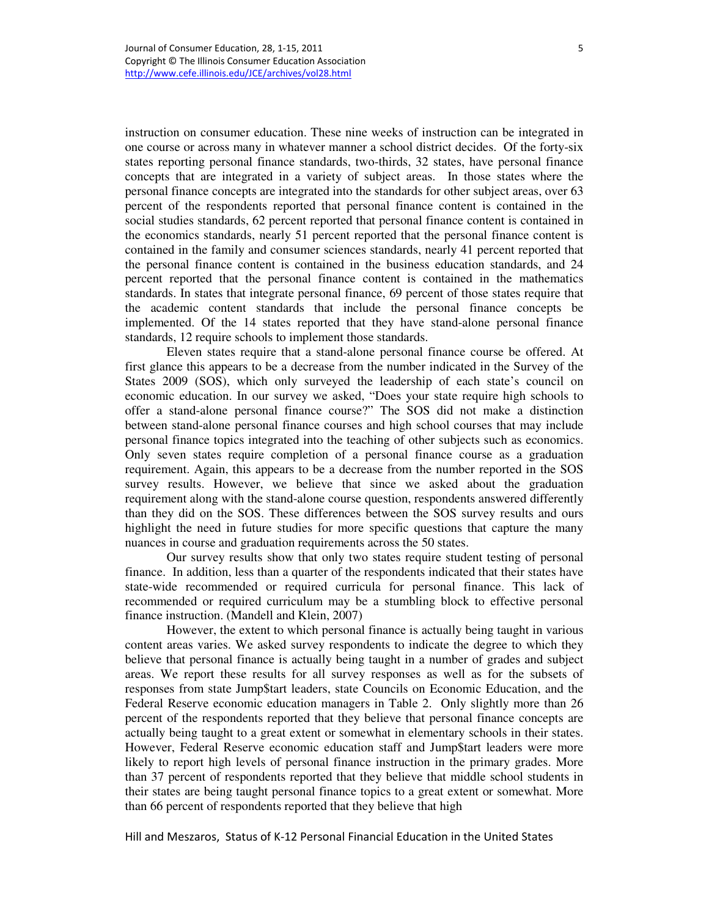instruction on consumer education. These nine weeks of instruction can be integrated in one course or across many in whatever manner a school district decides. Of the forty-six states reporting personal finance standards, two-thirds, 32 states, have personal finance concepts that are integrated in a variety of subject areas. In those states where the personal finance concepts are integrated into the standards for other subject areas, over 63 percent of the respondents reported that personal finance content is contained in the social studies standards, 62 percent reported that personal finance content is contained in the economics standards, nearly 51 percent reported that the personal finance content is contained in the family and consumer sciences standards, nearly 41 percent reported that the personal finance content is contained in the business education standards, and 24 percent reported that the personal finance content is contained in the mathematics standards. In states that integrate personal finance, 69 percent of those states require that the academic content standards that include the personal finance concepts be implemented. Of the 14 states reported that they have stand-alone personal finance standards, 12 require schools to implement those standards.

Eleven states require that a stand-alone personal finance course be offered. At first glance this appears to be a decrease from the number indicated in the Survey of the States 2009 (SOS), which only surveyed the leadership of each state's council on economic education. In our survey we asked, "Does your state require high schools to offer a stand-alone personal finance course?" The SOS did not make a distinction between stand-alone personal finance courses and high school courses that may include personal finance topics integrated into the teaching of other subjects such as economics. Only seven states require completion of a personal finance course as a graduation requirement. Again, this appears to be a decrease from the number reported in the SOS survey results. However, we believe that since we asked about the graduation requirement along with the stand-alone course question, respondents answered differently than they did on the SOS. These differences between the SOS survey results and ours highlight the need in future studies for more specific questions that capture the many nuances in course and graduation requirements across the 50 states.

Our survey results show that only two states require student testing of personal finance. In addition, less than a quarter of the respondents indicated that their states have state-wide recommended or required curricula for personal finance. This lack of recommended or required curriculum may be a stumbling block to effective personal finance instruction. (Mandell and Klein, 2007)

However, the extent to which personal finance is actually being taught in various content areas varies. We asked survey respondents to indicate the degree to which they believe that personal finance is actually being taught in a number of grades and subject areas. We report these results for all survey responses as well as for the subsets of responses from state Jump$tart leaders, state Councils on Economic Education, and the Federal Reserve economic education managers in Table 2. Only slightly more than 26 percent of the respondents reported that they believe that personal finance concepts are actually being taught to a great extent or somewhat in elementary schools in their states. However, Federal Reserve economic education staff and Jump$tart leaders were more likely to report high levels of personal finance instruction in the primary grades. More than 37 percent of respondents reported that they believe that middle school students in their states are being taught personal finance topics to a great extent or somewhat. More than 66 percent of respondents reported that they believe that high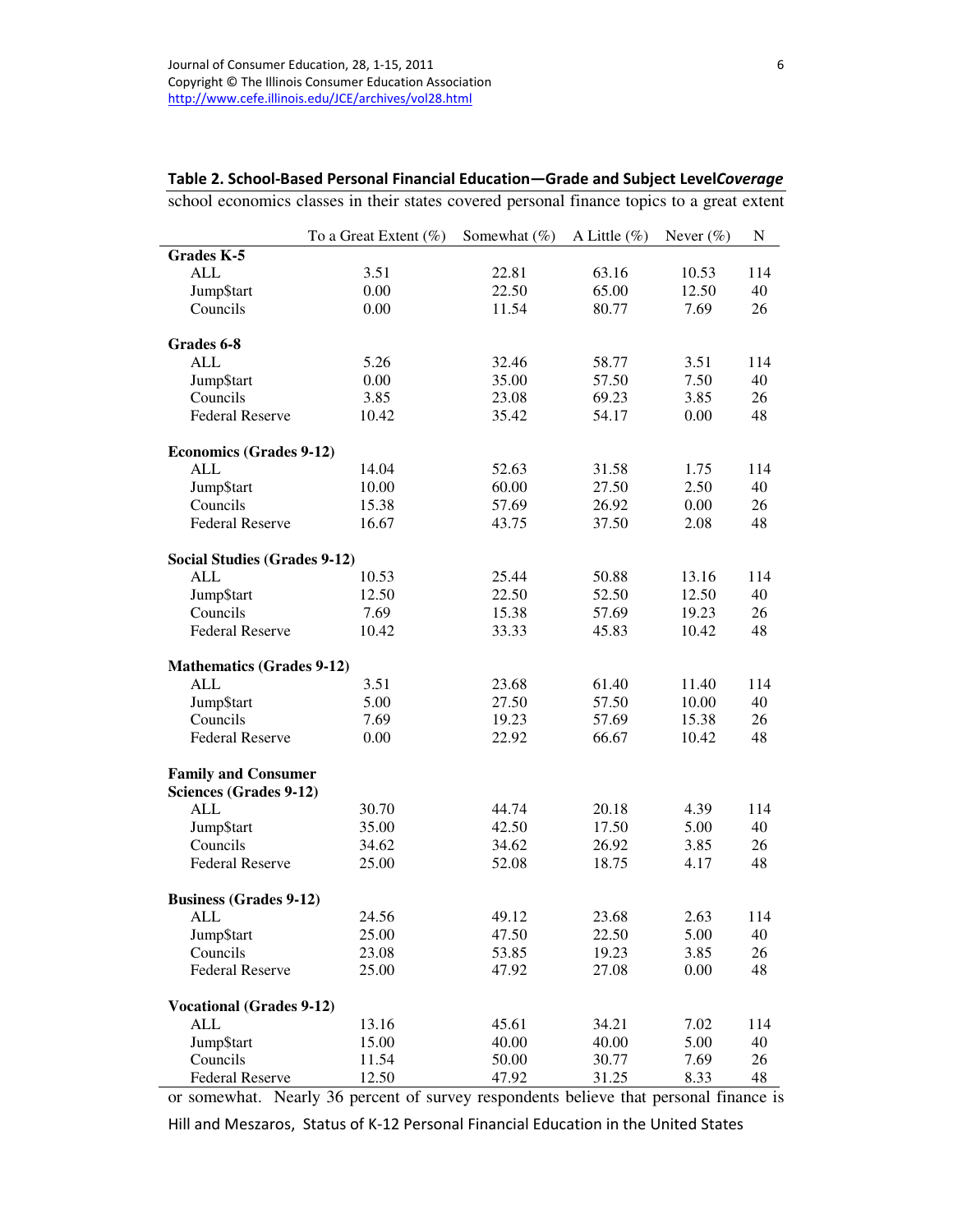**Table 2. School-Based Personal Financial Education—Grade and Subject Level** *Coverage* school economics classes in their states covered personal finance topics to a great extent

| | To a Great Extent (%) | Somewhat (%) | A Little (%) | Never (%) | N |
|---|---|---|---|---|---|
| **Grades K-5** | | | | | |
| ALL | 3.51 | 22.81 | 63.16 | 10.53 | 114 |
| Jump$tart | 0.00 | 22.50 | 65.00 | 12.50 | 40 |
| Councils | 0.00 | 11.54 | 80.77 | 7.69 | 26 |
| **Grades 6-8** | | | | | |
| ALL | 5.26 | 32.46 | 58.77 | 3.51 | 114 |
| Jump$tart | 0.00 | 35.00 | 57.50 | 7.50 | 40 |
| Councils | 3.85 | 23.08 | 69.23 | 3.85 | 26 |
| Federal Reserve | 10.42 | 35.42 | 54.17 | 0.00 | 48 |
| **Economics (Grades 9-12)** | | | | | |
| ALL | 14.04 | 52.63 | 31.58 | 1.75 | 114 |
| Jump$tart | 10.00 | 60.00 | 27.50 | 2.50 | 40 |
| Councils | 15.38 | 57.69 | 26.92 | 0.00 | 26 |
| Federal Reserve | 16.67 | 43.75 | 37.50 | 2.08 | 48 |
| **Social Studies (Grades 9-12)** | | | | | |
| ALL | 10.53 | 25.44 | 50.88 | 13.16 | 114 |
| Jump$tart | 12.50 | 22.50 | 52.50 | 12.50 | 40 |
| Councils | 7.69 | 15.38 | 57.69 | 19.23 | 26 |
| Federal Reserve | 10.42 | 33.33 | 45.83 | 10.42 | 48 |
| **Mathematics (Grades 9-12)** | | | | | |
| ALL | 3.51 | 23.68 | 61.40 | 11.40 | 114 |
| Jump$tart | 5.00 | 27.50 | 57.50 | 10.00 | 40 |
| Councils | 7.69 | 19.23 | 57.69 | 15.38 | 26 |
| Federal Reserve | 0.00 | 22.92 | 66.67 | 10.42 | 48 |
| **Family and Consumer Sciences (Grades 9-12)** | | | | | |
| ALL | 30.70 | 44.74 | 20.18 | 4.39 | 114 |
| Jump$tart | 35.00 | 42.50 | 17.50 | 5.00 | 40 |
| Councils | 34.62 | 34.62 | 26.92 | 3.85 | 26 |
| Federal Reserve | 25.00 | 52.08 | 18.75 | 4.17 | 48 |
| **Business (Grades 9-12)** | | | | | |
| ALL | 24.56 | 49.12 | 23.68 | 2.63 | 114 |
| Jump$tart | 25.00 | 47.50 | 22.50 | 5.00 | 40 |
| Councils | 23.08 | 53.85 | 19.23 | 3.85 | 26 |
| Federal Reserve | 25.00 | 47.92 | 27.08 | 0.00 | 48 |
| **Vocational (Grades 9-12)** | | | | | |
| ALL | 13.16 | 45.61 | 34.21 | 7.02 | 114 |
| Jump$tart | 15.00 | 40.00 | 40.00 | 5.00 | 40 |
| Councils | 11.54 | 50.00 | 30.77 | 7.69 | 26 |
| Federal Reserve | 12.50 | 47.92 | 31.25 | 8.33 | 48 |

or somewhat. Nearly 36 percent of survey respondents believe that personal finance is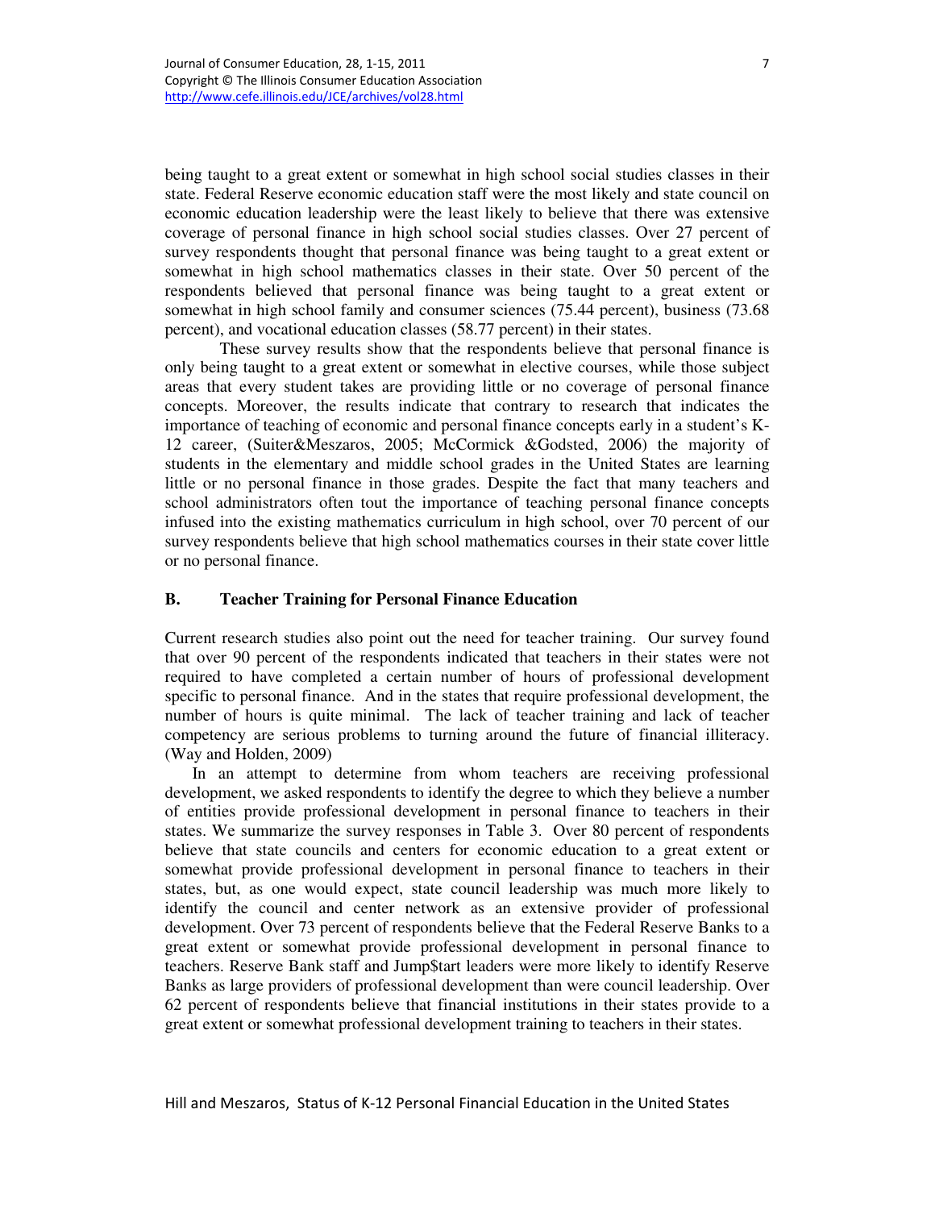being taught to a great extent or somewhat in high school social studies classes in their state. Federal Reserve economic education staff were the most likely and state council on economic education leadership were the least likely to believe that there was extensive coverage of personal finance in high school social studies classes. Over 27 percent of survey respondents thought that personal finance was being taught to a great extent or somewhat in high school mathematics classes in their state. Over 50 percent of the respondents believed that personal finance was being taught to a great extent or somewhat in high school family and consumer sciences (75.44 percent), business (73.68 percent), and vocational education classes (58.77 percent) in their states.

These survey results show that the respondents believe that personal finance is only being taught to a great extent or somewhat in elective courses, while those subject areas that every student takes are providing little or no coverage of personal finance concepts. Moreover, the results indicate that contrary to research that indicates the importance of teaching of economic and personal finance concepts early in a student's K-12 career, (Suiter&Meszaros, 2005; McCormick &Godsted, 2006) the majority of students in the elementary and middle school grades in the United States are learning little or no personal finance in those grades. Despite the fact that many teachers and school administrators often tout the importance of teaching personal finance concepts infused into the existing mathematics curriculum in high school, over 70 percent of our survey respondents believe that high school mathematics courses in their state cover little or no personal finance.

### B. Teacher Training for Personal Finance Education

Current research studies also point out the need for teacher training. Our survey found that over 90 percent of the respondents indicated that teachers in their states were not required to have completed a certain number of hours of professional development specific to personal finance. And in the states that require professional development, the number of hours is quite minimal. The lack of teacher training and lack of teacher competency are serious problems to turning around the future of financial illiteracy. (Way and Holden, 2009)

In an attempt to determine from whom teachers are receiving professional development, we asked respondents to identify the degree to which they believe a number of entities provide professional development in personal finance to teachers in their states. We summarize the survey responses in Table 3. Over 80 percent of respondents believe that state councils and centers for economic education to a great extent or somewhat provide professional development in personal finance to teachers in their states, but, as one would expect, state council leadership was much more likely to identify the council and center network as an extensive provider of professional development. Over 73 percent of respondents believe that the Federal Reserve Banks to a great extent or somewhat provide professional development in personal finance to teachers. Reserve Bank staff and Jump$tart leaders were more likely to identify Reserve Banks as large providers of professional development than were council leadership. Over 62 percent of respondents believe that financial institutions in their states provide to a great extent or somewhat professional development training to teachers in their states.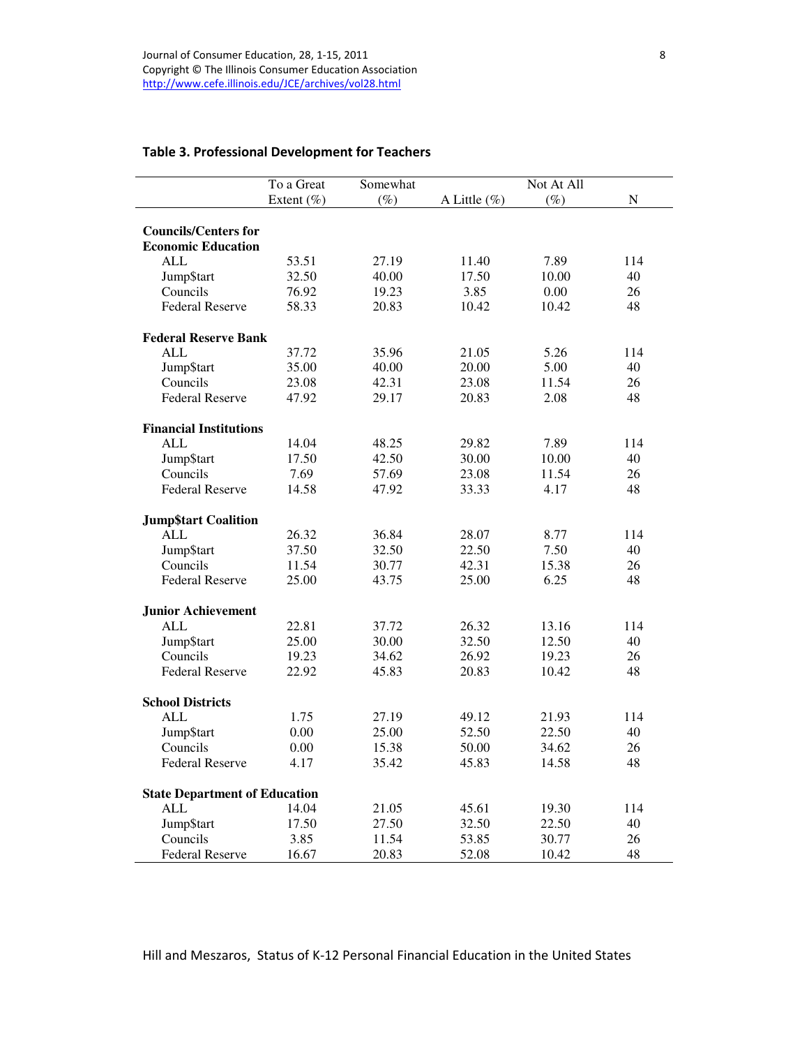**Table 3. Professional Development for Teachers**

| | To a Great Extent (%) | Somewhat (%) | A Little (%) | Not At All (%) | N |
|---|---|---|---|---|---|
| **Councils/Centers for Economic Education** | | | | | |
| ALL | 53.51 | 27.19 | 11.40 | 7.89 | 114 |
| Jump$tart | 32.50 | 40.00 | 17.50 | 10.00 | 40 |
| Councils | 76.92 | 19.23 | 3.85 | 0.00 | 26 |
| Federal Reserve | 58.33 | 20.83 | 10.42 | 10.42 | 48 |
| **Federal Reserve Bank** | | | | | |
| ALL | 37.72 | 35.96 | 21.05 | 5.26 | 114 |
| Jump$tart | 35.00 | 40.00 | 20.00 | 5.00 | 40 |
| Councils | 23.08 | 42.31 | 23.08 | 11.54 | 26 |
| Federal Reserve | 47.92 | 29.17 | 20.83 | 2.08 | 48 |
| **Financial Institutions** | | | | | |
| ALL | 14.04 | 48.25 | 29.82 | 7.89 | 114 |
| Jump$tart | 17.50 | 42.50 | 30.00 | 10.00 | 40 |
| Councils | 7.69 | 57.69 | 23.08 | 11.54 | 26 |
| Federal Reserve | 14.58 | 47.92 | 33.33 | 4.17 | 48 |
| **Jump$tart Coalition** | | | | | |
| ALL | 26.32 | 36.84 | 28.07 | 8.77 | 114 |
| Jump$tart | 37.50 | 32.50 | 22.50 | 7.50 | 40 |
| Councils | 11.54 | 30.77 | 42.31 | 15.38 | 26 |
| Federal Reserve | 25.00 | 43.75 | 25.00 | 6.25 | 48 |
| **Junior Achievement** | | | | | |
| ALL | 22.81 | 37.72 | 26.32 | 13.16 | 114 |
| Jump$tart | 25.00 | 30.00 | 32.50 | 12.50 | 40 |
| Councils | 19.23 | 34.62 | 26.92 | 19.23 | 26 |
| Federal Reserve | 22.92 | 45.83 | 20.83 | 10.42 | 48 |
| **School Districts** | | | | | |
| ALL | 1.75 | 27.19 | 49.12 | 21.93 | 114 |
| Jump$tart | 0.00 | 25.00 | 52.50 | 22.50 | 40 |
| Councils | 0.00 | 15.38 | 50.00 | 34.62 | 26 |
| Federal Reserve | 4.17 | 35.42 | 45.83 | 14.58 | 48 |
| **State Department of Education** | | | | | |
| ALL | 14.04 | 21.05 | 45.61 | 19.30 | 114 |
| Jump$tart | 17.50 | 27.50 | 32.50 | 22.50 | 40 |
| Councils | 3.85 | 11.54 | 53.85 | 30.77 | 26 |
| Federal Reserve | 16.67 | 20.83 | 52.08 | 10.42 | 48 |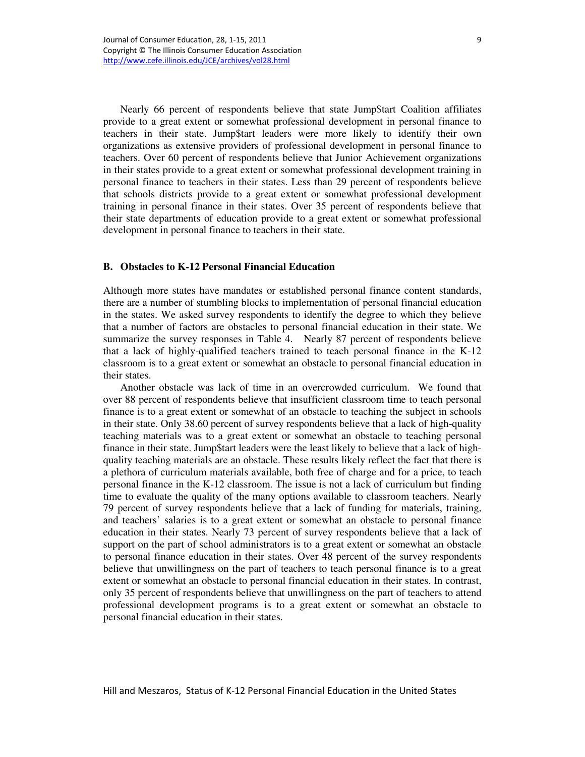Nearly 66 percent of respondents believe that state Jump$tart Coalition affiliates provide to a great extent or somewhat professional development in personal finance to teachers in their state. Jump$tart leaders were more likely to identify their own organizations as extensive providers of professional development in personal finance to teachers. Over 60 percent of respondents believe that Junior Achievement organizations in their states provide to a great extent or somewhat professional development training in personal finance to teachers in their states. Less than 29 percent of respondents believe that schools districts provide to a great extent or somewhat professional development training in personal finance in their states. Over 35 percent of respondents believe that their state departments of education provide to a great extent or somewhat professional development in personal finance to teachers in their state.

### B. Obstacles to K-12 Personal Financial Education

Although more states have mandates or established personal finance content standards, there are a number of stumbling blocks to implementation of personal financial education in the states. We asked survey respondents to identify the degree to which they believe that a number of factors are obstacles to personal financial education in their state. We summarize the survey responses in Table 4. Nearly 87 percent of respondents believe that a lack of highly-qualified teachers trained to teach personal finance in the K-12 classroom is to a great extent or somewhat an obstacle to personal financial education in their states.

Another obstacle was lack of time in an overcrowded curriculum. We found that over 88 percent of respondents believe that insufficient classroom time to teach personal finance is to a great extent or somewhat of an obstacle to teaching the subject in schools in their state. Only 38.60 percent of survey respondents believe that a lack of high-quality teaching materials was to a great extent or somewhat an obstacle to teaching personal finance in their state. Jump$tart leaders were the least likely to believe that a lack of high-quality teaching materials are an obstacle. These results likely reflect the fact that there is a plethora of curriculum materials available, both free of charge and for a price, to teach personal finance in the K-12 classroom. The issue is not a lack of curriculum but finding time to evaluate the quality of the many options available to classroom teachers. Nearly 79 percent of survey respondents believe that a lack of funding for materials, training, and teachers' salaries is to a great extent or somewhat an obstacle to personal finance education in their states. Nearly 73 percent of survey respondents believe that a lack of support on the part of school administrators is to a great extent or somewhat an obstacle to personal finance education in their states. Over 48 percent of the survey respondents believe that unwillingness on the part of teachers to teach personal finance is to a great extent or somewhat an obstacle to personal financial education in their states. In contrast, only 35 percent of respondents believe that unwillingness on the part of teachers to attend professional development programs is to a great extent or somewhat an obstacle to personal financial education in their states.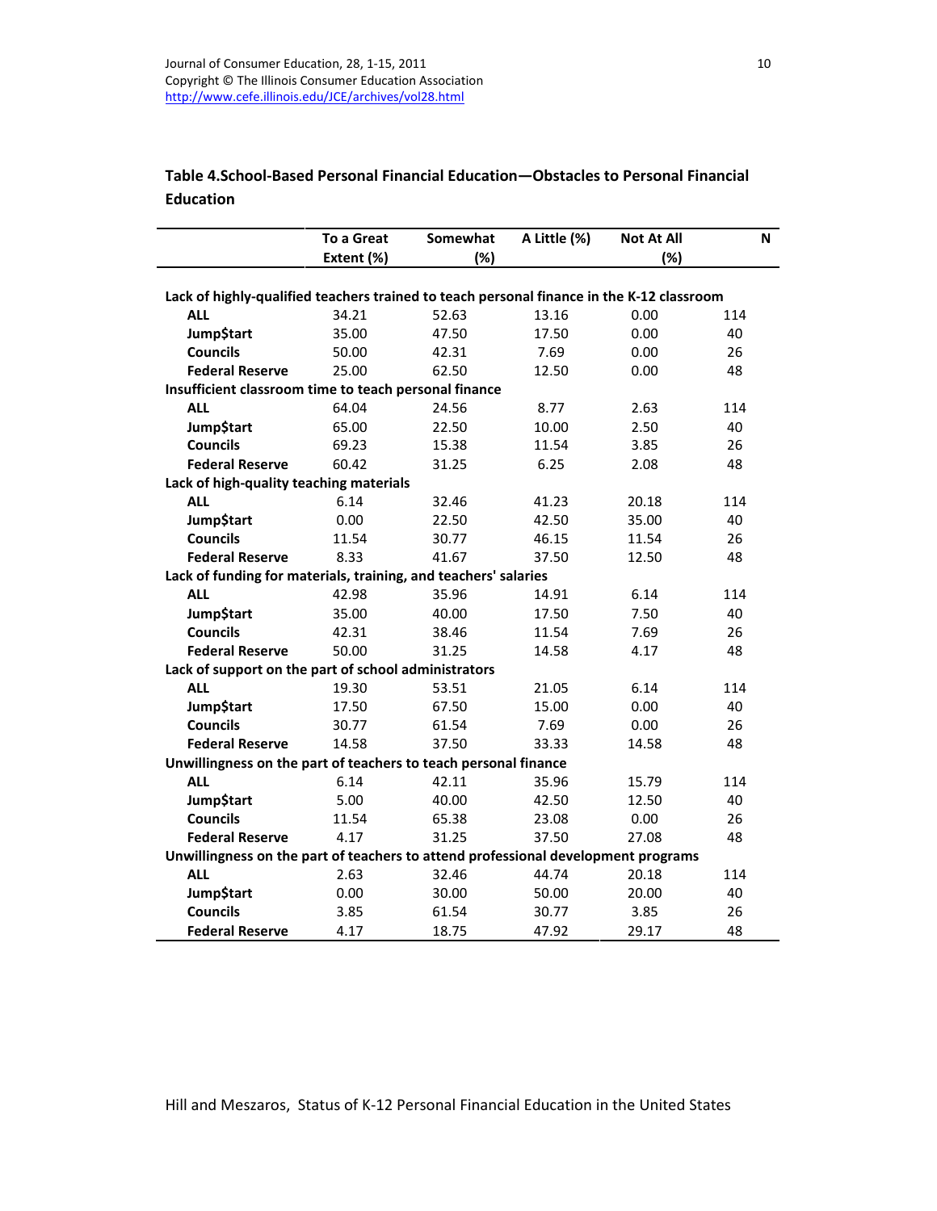**Table 4.School-Based Personal Financial Education—Obstacles to Personal Financial Education**

| | To a Great Extent (%) | Somewhat (%) | A Little (%) | Not At All (%) | N |
|---|---|---|---|---|---|
| **Lack of highly-qualified teachers trained to teach personal finance in the K-12 classroom** | | | | | |
| **ALL** | 34.21 | 52.63 | 13.16 | 0.00 | 114 |
| **Jump$tart** | 35.00 | 47.50 | 17.50 | 0.00 | 40 |
| **Councils** | 50.00 | 42.31 | 7.69 | 0.00 | 26 |
| **Federal Reserve** | 25.00 | 62.50 | 12.50 | 0.00 | 48 |
| **Insufficient classroom time to teach personal finance** | | | | | |
| **ALL** | 64.04 | 24.56 | 8.77 | 2.63 | 114 |
| **Jump$tart** | 65.00 | 22.50 | 10.00 | 2.50 | 40 |
| **Councils** | 69.23 | 15.38 | 11.54 | 3.85 | 26 |
| **Federal Reserve** | 60.42 | 31.25 | 6.25 | 2.08 | 48 |
| **Lack of high-quality teaching materials** | | | | | |
| **ALL** | 6.14 | 32.46 | 41.23 | 20.18 | 114 |
| **Jump$tart** | 0.00 | 22.50 | 42.50 | 35.00 | 40 |
| **Councils** | 11.54 | 30.77 | 46.15 | 11.54 | 26 |
| **Federal Reserve** | 8.33 | 41.67 | 37.50 | 12.50 | 48 |
| **Lack of funding for materials, training, and teachers' salaries** | | | | | |
| **ALL** | 42.98 | 35.96 | 14.91 | 6.14 | 114 |
| **Jump$tart** | 35.00 | 40.00 | 17.50 | 7.50 | 40 |
| **Councils** | 42.31 | 38.46 | 11.54 | 7.69 | 26 |
| **Federal Reserve** | 50.00 | 31.25 | 14.58 | 4.17 | 48 |
| **Lack of support on the part of school administrators** | | | | | |
| **ALL** | 19.30 | 53.51 | 21.05 | 6.14 | 114 |
| **Jump$tart** | 17.50 | 67.50 | 15.00 | 0.00 | 40 |
| **Councils** | 30.77 | 61.54 | 7.69 | 0.00 | 26 |
| **Federal Reserve** | 14.58 | 37.50 | 33.33 | 14.58 | 48 |
| **Unwillingness on the part of teachers to teach personal finance** | | | | | |
| **ALL** | 6.14 | 42.11 | 35.96 | 15.79 | 114 |
| **Jump$tart** | 5.00 | 40.00 | 42.50 | 12.50 | 40 |
| **Councils** | 11.54 | 65.38 | 23.08 | 0.00 | 26 |
| **Federal Reserve** | 4.17 | 31.25 | 37.50 | 27.08 | 48 |
| **Unwillingness on the part of teachers to attend professional development programs** | | | | | |
| **ALL** | 2.63 | 32.46 | 44.74 | 20.18 | 114 |
| **Jump$tart** | 0.00 | 30.00 | 50.00 | 20.00 | 40 |
| **Councils** | 3.85 | 61.54 | 30.77 | 3.85 | 26 |
| **Federal Reserve** | 4.17 | 18.75 | 47.92 | 29.17 | 48 |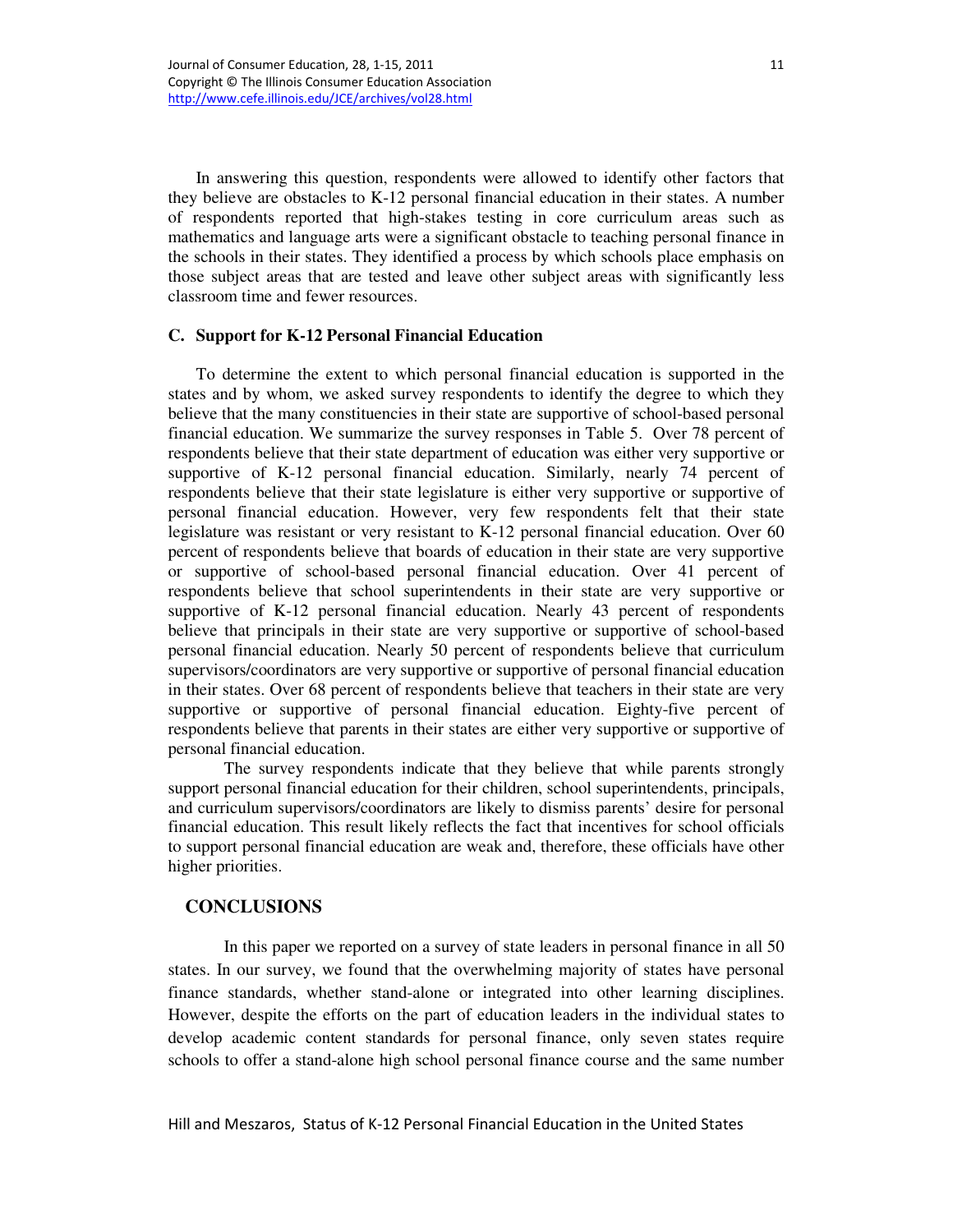In answering this question, respondents were allowed to identify other factors that they believe are obstacles to K-12 personal financial education in their states. A number of respondents reported that high-stakes testing in core curriculum areas such as mathematics and language arts were a significant obstacle to teaching personal finance in the schools in their states. They identified a process by which schools place emphasis on those subject areas that are tested and leave other subject areas with significantly less classroom time and fewer resources.

### C. Support for K-12 Personal Financial Education

To determine the extent to which personal financial education is supported in the states and by whom, we asked survey respondents to identify the degree to which they believe that the many constituencies in their state are supportive of school-based personal financial education. We summarize the survey responses in Table 5. Over 78 percent of respondents believe that their state department of education was either very supportive or supportive of K-12 personal financial education. Similarly, nearly 74 percent of respondents believe that their state legislature is either very supportive or supportive of personal financial education. However, very few respondents felt that their state legislature was resistant or very resistant to K-12 personal financial education. Over 60 percent of respondents believe that boards of education in their state are very supportive or supportive of school-based personal financial education. Over 41 percent of respondents believe that school superintendents in their state are very supportive or supportive of K-12 personal financial education. Nearly 43 percent of respondents believe that principals in their state are very supportive or supportive of school-based personal financial education. Nearly 50 percent of respondents believe that curriculum supervisors/coordinators are very supportive or supportive of personal financial education in their states. Over 68 percent of respondents believe that teachers in their state are very supportive or supportive of personal financial education. Eighty-five percent of respondents believe that parents in their states are either very supportive or supportive of personal financial education.

The survey respondents indicate that they believe that while parents strongly support personal financial education for their children, school superintendents, principals, and curriculum supervisors/coordinators are likely to dismiss parents' desire for personal financial education. This result likely reflects the fact that incentives for school officials to support personal financial education are weak and, therefore, these officials have other higher priorities.

## CONCLUSIONS

In this paper we reported on a survey of state leaders in personal finance in all 50 states. In our survey, we found that the overwhelming majority of states have personal finance standards, whether stand-alone or integrated into other learning disciplines. However, despite the efforts on the part of education leaders in the individual states to develop academic content standards for personal finance, only seven states require schools to offer a stand-alone high school personal finance course and the same number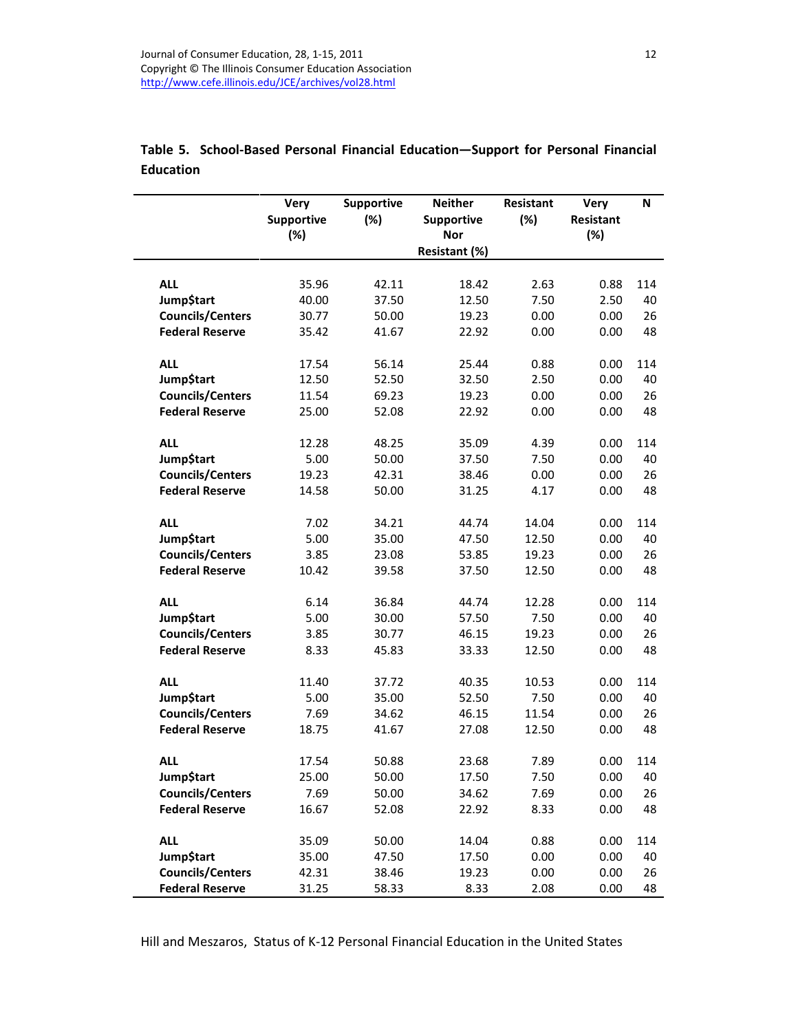**Table 5. School-Based Personal Financial Education—Support for Personal Financial Education**

| | Very Supportive (%) | Supportive (%) | Neither Supportive Nor Resistant (%) | Resistant (%) | Very Resistant (%) | N |
|---|---|---|---|---|---|---|
| **ALL** | 35.96 | 42.11 | 18.42 | 2.63 | 0.88 | 114 |
| **Jump$tart** | 40.00 | 37.50 | 12.50 | 7.50 | 2.50 | 40 |
| **Councils/Centers** | 30.77 | 50.00 | 19.23 | 0.00 | 0.00 | 26 |
| **Federal Reserve** | 35.42 | 41.67 | 22.92 | 0.00 | 0.00 | 48 |
| | | | | | | |
| **ALL** | 17.54 | 56.14 | 25.44 | 0.88 | 0.00 | 114 |
| **Jump$tart** | 12.50 | 52.50 | 32.50 | 2.50 | 0.00 | 40 |
| **Councils/Centers** | 11.54 | 69.23 | 19.23 | 0.00 | 0.00 | 26 |
| **Federal Reserve** | 25.00 | 52.08 | 22.92 | 0.00 | 0.00 | 48 |
| | | | | | | |
| **ALL** | 12.28 | 48.25 | 35.09 | 4.39 | 0.00 | 114 |
| **Jump$tart** | 5.00 | 50.00 | 37.50 | 7.50 | 0.00 | 40 |
| **Councils/Centers** | 19.23 | 42.31 | 38.46 | 0.00 | 0.00 | 26 |
| **Federal Reserve** | 14.58 | 50.00 | 31.25 | 4.17 | 0.00 | 48 |
| | | | | | | |
| **ALL** | 7.02 | 34.21 | 44.74 | 14.04 | 0.00 | 114 |
| **Jump$tart** | 5.00 | 35.00 | 47.50 | 12.50 | 0.00 | 40 |
| **Councils/Centers** | 3.85 | 23.08 | 53.85 | 19.23 | 0.00 | 26 |
| **Federal Reserve** | 10.42 | 39.58 | 37.50 | 12.50 | 0.00 | 48 |
| | | | | | | |
| **ALL** | 6.14 | 36.84 | 44.74 | 12.28 | 0.00 | 114 |
| **Jump$tart** | 5.00 | 30.00 | 57.50 | 7.50 | 0.00 | 40 |
| **Councils/Centers** | 3.85 | 30.77 | 46.15 | 19.23 | 0.00 | 26 |
| **Federal Reserve** | 8.33 | 45.83 | 33.33 | 12.50 | 0.00 | 48 |
| | | | | | | |
| **ALL** | 11.40 | 37.72 | 40.35 | 10.53 | 0.00 | 114 |
| **Jump$tart** | 5.00 | 35.00 | 52.50 | 7.50 | 0.00 | 40 |
| **Councils/Centers** | 7.69 | 34.62 | 46.15 | 11.54 | 0.00 | 26 |
| **Federal Reserve** | 18.75 | 41.67 | 27.08 | 12.50 | 0.00 | 48 |
| | | | | | | |
| **ALL** | 17.54 | 50.88 | 23.68 | 7.89 | 0.00 | 114 |
| **Jump$tart** | 25.00 | 50.00 | 17.50 | 7.50 | 0.00 | 40 |
| **Councils/Centers** | 7.69 | 50.00 | 34.62 | 7.69 | 0.00 | 26 |
| **Federal Reserve** | 16.67 | 52.08 | 22.92 | 8.33 | 0.00 | 48 |
| | | | | | | |
| **ALL** | 35.09 | 50.00 | 14.04 | 0.88 | 0.00 | 114 |
| **Jump$tart** | 35.00 | 47.50 | 17.50 | 0.00 | 0.00 | 40 |
| **Councils/Centers** | 42.31 | 38.46 | 19.23 | 0.00 | 0.00 | 26 |
| **Federal Reserve** | 31.25 | 58.33 | 8.33 | 2.08 | 0.00 | 48 |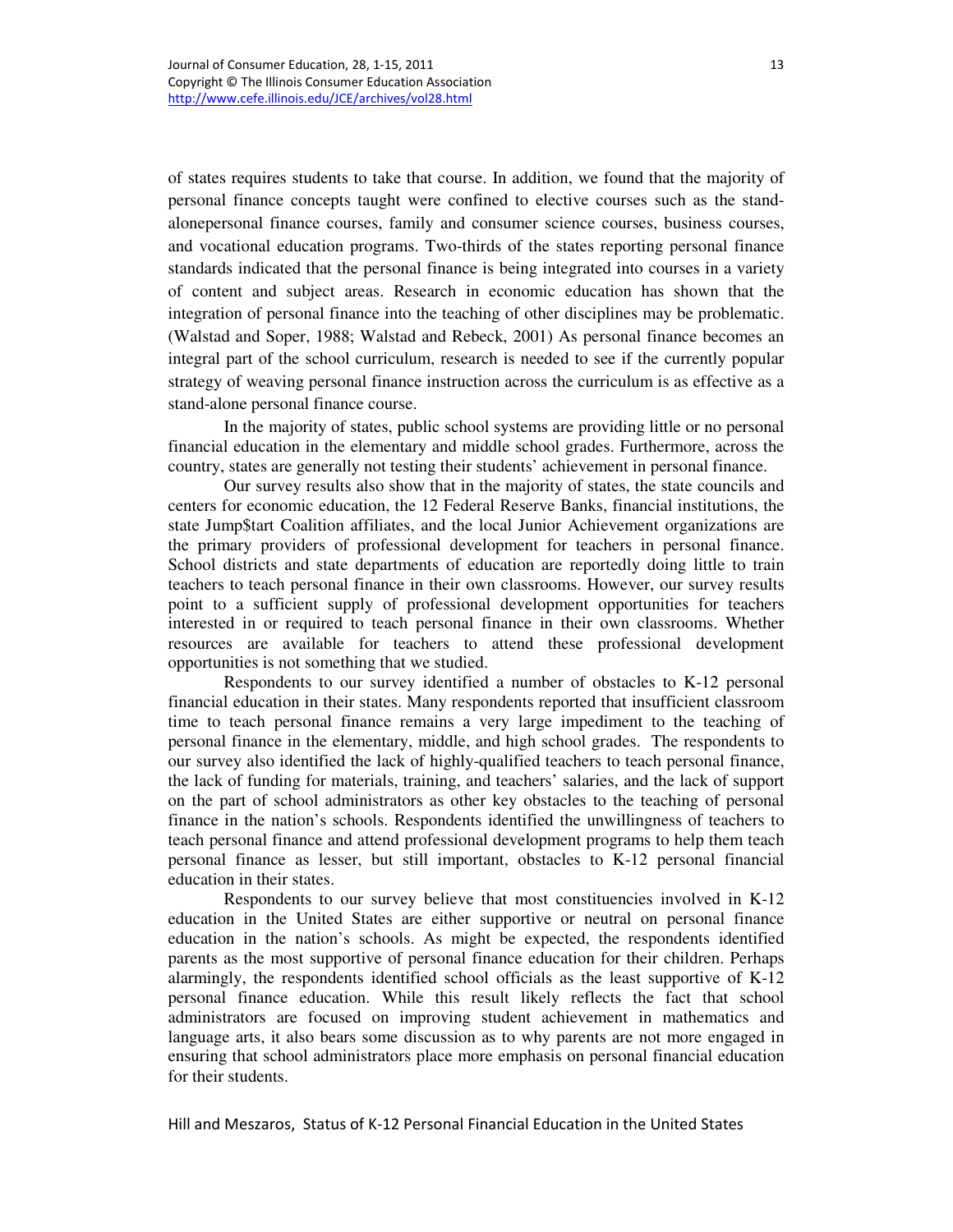of states requires students to take that course. In addition, we found that the majority of personal finance concepts taught were confined to elective courses such as the stand-alonepersonal finance courses, family and consumer science courses, business courses, and vocational education programs. Two-thirds of the states reporting personal finance standards indicated that the personal finance is being integrated into courses in a variety of content and subject areas. Research in economic education has shown that the integration of personal finance into the teaching of other disciplines may be problematic. (Walstad and Soper, 1988; Walstad and Rebeck, 2001) As personal finance becomes an integral part of the school curriculum, research is needed to see if the currently popular strategy of weaving personal finance instruction across the curriculum is as effective as a stand-alone personal finance course.

In the majority of states, public school systems are providing little or no personal financial education in the elementary and middle school grades. Furthermore, across the country, states are generally not testing their students' achievement in personal finance.

Our survey results also show that in the majority of states, the state councils and centers for economic education, the 12 Federal Reserve Banks, financial institutions, the state Jump$tart Coalition affiliates, and the local Junior Achievement organizations are the primary providers of professional development for teachers in personal finance. School districts and state departments of education are reportedly doing little to train teachers to teach personal finance in their own classrooms. However, our survey results point to a sufficient supply of professional development opportunities for teachers interested in or required to teach personal finance in their own classrooms. Whether resources are available for teachers to attend these professional development opportunities is not something that we studied.

Respondents to our survey identified a number of obstacles to K-12 personal financial education in their states. Many respondents reported that insufficient classroom time to teach personal finance remains a very large impediment to the teaching of personal finance in the elementary, middle, and high school grades. The respondents to our survey also identified the lack of highly-qualified teachers to teach personal finance, the lack of funding for materials, training, and teachers' salaries, and the lack of support on the part of school administrators as other key obstacles to the teaching of personal finance in the nation's schools. Respondents identified the unwillingness of teachers to teach personal finance and attend professional development programs to help them teach personal finance as lesser, but still important, obstacles to K-12 personal financial education in their states.

Respondents to our survey believe that most constituencies involved in K-12 education in the United States are either supportive or neutral on personal finance education in the nation's schools. As might be expected, the respondents identified parents as the most supportive of personal finance education for their children. Perhaps alarmingly, the respondents identified school officials as the least supportive of K-12 personal finance education. While this result likely reflects the fact that school administrators are focused on improving student achievement in mathematics and language arts, it also bears some discussion as to why parents are not more engaged in ensuring that school administrators place more emphasis on personal financial education for their students.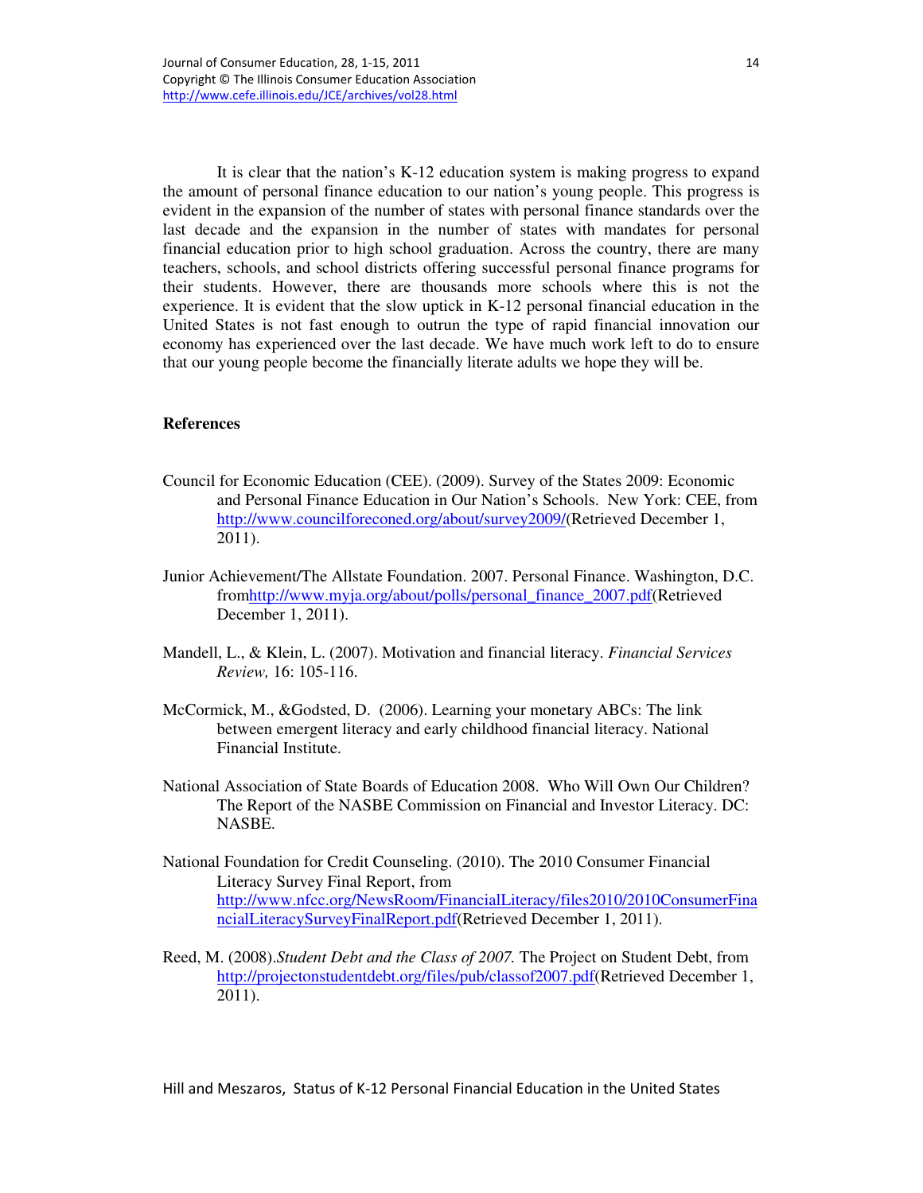It is clear that the nation's K-12 education system is making progress to expand the amount of personal finance education to our nation's young people. This progress is evident in the expansion of the number of states with personal finance standards over the last decade and the expansion in the number of states with mandates for personal financial education prior to high school graduation. Across the country, there are many teachers, schools, and school districts offering successful personal finance programs for their students. However, there are thousands more schools where this is not the experience. It is evident that the slow uptick in K-12 personal financial education in the United States is not fast enough to outrun the type of rapid financial innovation our economy has experienced over the last decade. We have much work left to do to ensure that our young people become the financially literate adults we hope they will be.

## References

Council for Economic Education (CEE). (2009). Survey of the States 2009: Economic and Personal Finance Education in Our Nation's Schools. New York: CEE, from http://www.councilforeconed.org/about/survey2009/(Retrieved December 1, 2011).

Junior Achievement/The Allstate Foundation. 2007. Personal Finance. Washington, D.C. fromhttp://www.myja.org/about/polls/personal_finance_2007.pdf(Retrieved December 1, 2011).

Mandell, L., & Klein, L. (2007). Motivation and financial literacy. *Financial Services Review,* 16: 105-116.

McCormick, M., &Godsted, D. (2006). Learning your monetary ABCs: The link between emergent literacy and early childhood financial literacy. National Financial Institute.

National Association of State Boards of Education 2008. Who Will Own Our Children? The Report of the NASBE Commission on Financial and Investor Literacy. DC: NASBE.

National Foundation for Credit Counseling. (2010). The 2010 Consumer Financial Literacy Survey Final Report, from http://www.nfcc.org/NewsRoom/FinancialLiteracy/files2010/2010ConsumerFinancialLiteracySurveyFinalReport.pdf(Retrieved December 1, 2011).

Reed, M. (2008).*Student Debt and the Class of 2007.* The Project on Student Debt, from http://projectonstudentdebt.org/files/pub/classof2007.pdf(Retrieved December 1, 2011).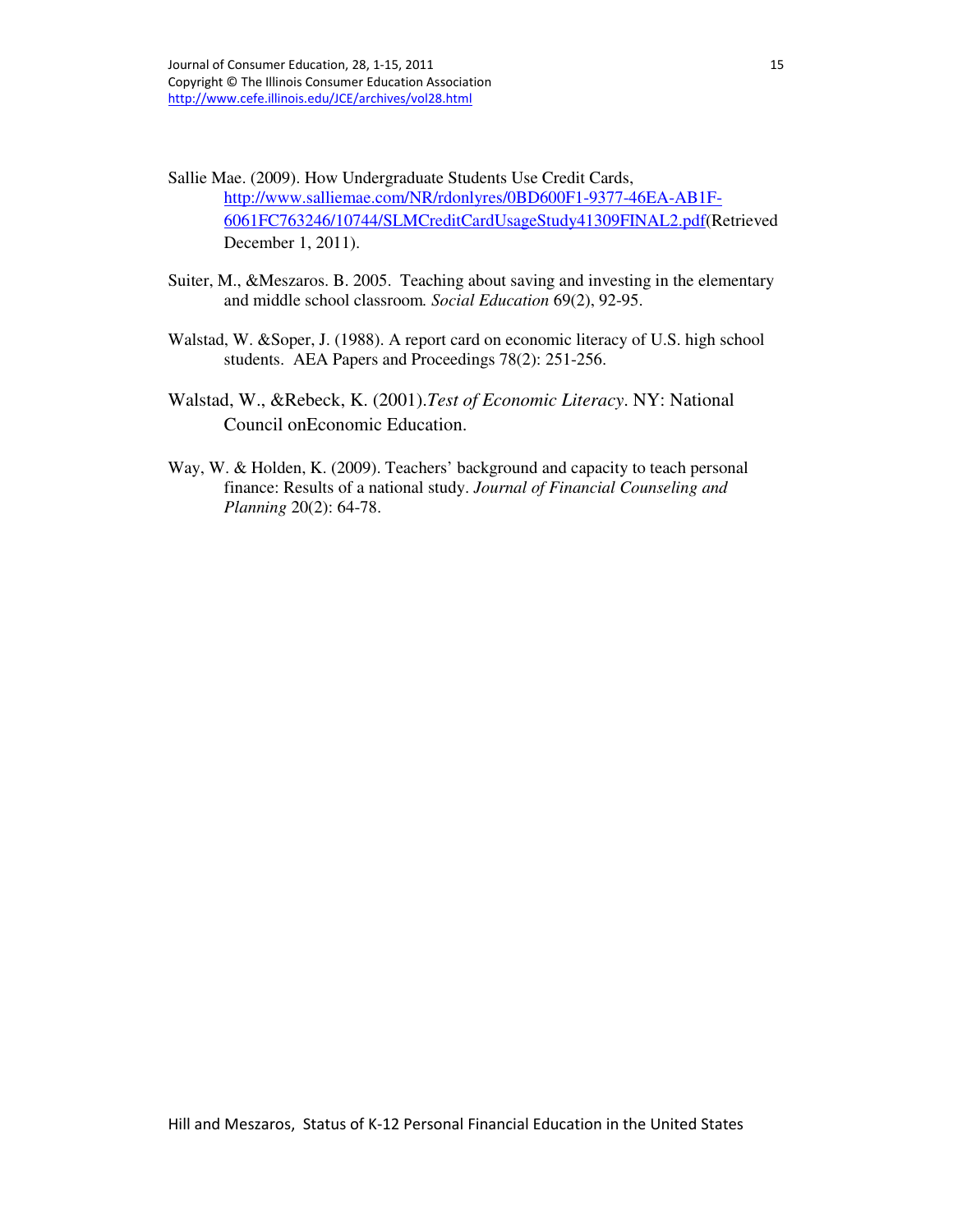Sallie Mae. (2009). How Undergraduate Students Use Credit Cards, http://www.salliemae.com/NR/rdonlyres/0BD600F1-9377-46EA-AB1F-6061FC763246/10744/SLMCreditCardUsageStudy41309FINAL2.pdf(Retrieved December 1, 2011).

Suiter, M., &Meszaros. B. 2005. Teaching about saving and investing in the elementary and middle school classroom*.* *Social Education* 69(2), 92-95.

Walstad, W. &Soper, J. (1988). A report card on economic literacy of U.S. high school students. AEA Papers and Proceedings 78(2): 251-256.

Walstad, W., &Rebeck, K. (2001).*Test of Economic Literacy*. NY: National Council onEconomic Education.

Way, W. & Holden, K. (2009). Teachers' background and capacity to teach personal finance: Results of a national study. *Journal of Financial Counseling and Planning* 20(2): 64-78.